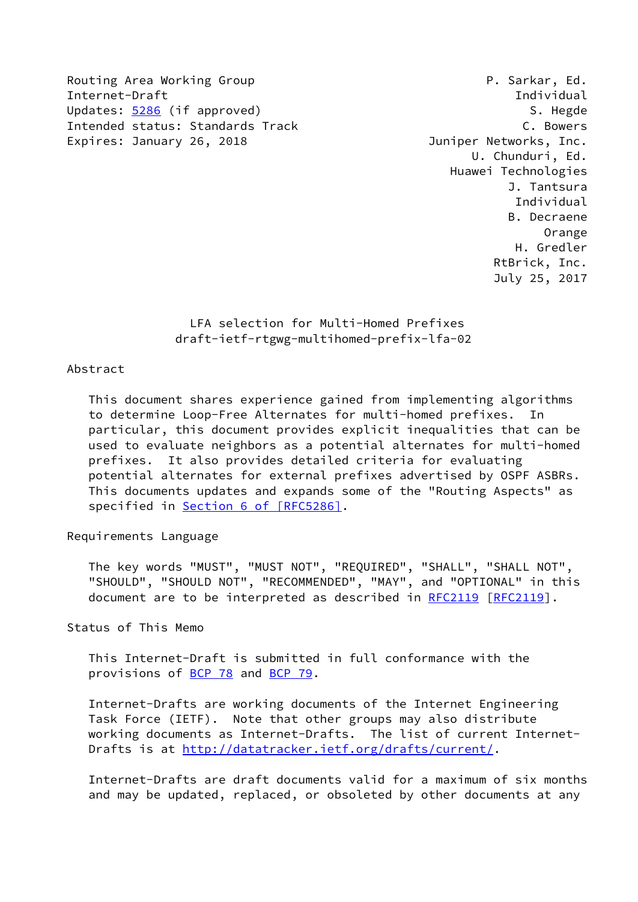Routing Area Working Group
Internet-Draft
Updates: 5286 (if approved)
Intended status: Standards Track
Expires: January 26, 2018

P. Sarkar, Ed.
Individual
S. Hegde
C. Bowers
Juniper Networks, Inc.
U. Chunduri, Ed.
Huawei Technologies
J. Tantsura
Individual
B. Decraene
Orange
H. Gredler
RtBrick, Inc.
July 25, 2017

# LFA selection for Multi-Homed Prefixes
draft-ietf-rtgwg-multihomed-prefix-lfa-02

## Abstract

This document shares experience gained from implementing algorithms to determine Loop-Free Alternates for multi-homed prefixes. In particular, this document provides explicit inequalities that can be used to evaluate neighbors as a potential alternates for multi-homed prefixes. It also provides detailed criteria for evaluating potential alternates for external prefixes advertised by OSPF ASBRs. This documents updates and expands some of the "Routing Aspects" as specified in Section 6 of [RFC5286].

## Requirements Language

The key words "MUST", "MUST NOT", "REQUIRED", "SHALL", "SHALL NOT", "SHOULD", "SHOULD NOT", "RECOMMENDED", "MAY", and "OPTIONAL" in this document are to be interpreted as described in RFC2119 [RFC2119].

## Status of This Memo

This Internet-Draft is submitted in full conformance with the provisions of BCP 78 and BCP 79.

Internet-Drafts are working documents of the Internet Engineering Task Force (IETF). Note that other groups may also distribute working documents as Internet-Drafts. The list of current Internet-Drafts is at http://datatracker.ietf.org/drafts/current/.

Internet-Drafts are draft documents valid for a maximum of six months and may be updated, replaced, or obsoleted by other documents at any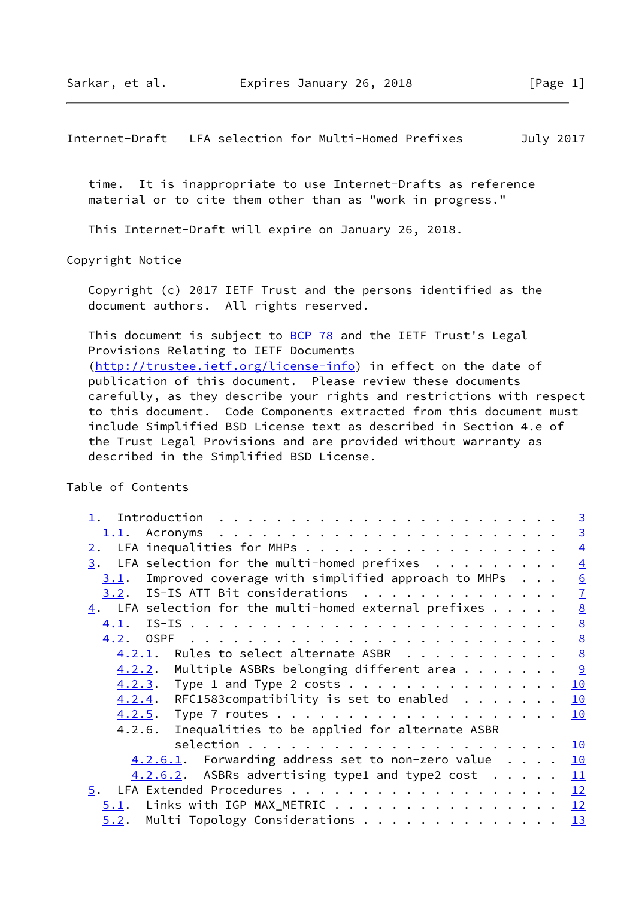time. It is inappropriate to use Internet-Drafts as reference material or to cite them other than as "work in progress."

This Internet-Draft will expire on January 26, 2018.

Copyright Notice

Copyright (c) 2017 IETF Trust and the persons identified as the document authors. All rights reserved.

This document is subject to BCP 78 and the IETF Trust's Legal Provisions Relating to IETF Documents (http://trustee.ietf.org/license-info) in effect on the date of publication of this document. Please review these documents carefully, as they describe your rights and restrictions with respect to this document. Code Components extracted from this document must include Simplified BSD License text as described in Section 4.e of the Trust Legal Provisions and are provided without warranty as described in the Simplified BSD License.

Table of Contents

```
   1.  Introduction . . . . . . . . . . . . . . . . . . . . . . . .   3
     1.1.  Acronyms . . . . . . . . . . . . . . . . . . . . . . . .   3
   2.  LFA inequalities for MHPs . . . . . . . . . . . . . . . . . .   4
   3.  LFA selection for the multi-homed prefixes  . . . . . . . . .   4
     3.1.  Improved coverage with simplified approach to MHPs  . . .   6
     3.2.  IS-IS ATT Bit considerations  . . . . . . . . . . . . . .   7
   4.  LFA selection for the multi-homed external prefixes . . . . .   8
     4.1.  IS-IS . . . . . . . . . . . . . . . . . . . . . . . . . .   8
     4.2.  OSPF  . . . . . . . . . . . . . . . . . . . . . . . . . .   8
       4.2.1.  Rules to select alternate ASBR  . . . . . . . . . . .   8
       4.2.2.  Multiple ASBRs belonging different area . . . . . . .   9
       4.2.3.  Type 1 and Type 2 costs . . . . . . . . . . . . . . .  10
       4.2.4.  RFC1583compatibility is set to enabled  . . . . . . .  10
       4.2.5.  Type 7 routes . . . . . . . . . . . . . . . . . . . .  10
       4.2.6.  Inequalities to be applied for alternate ASBR
               selection . . . . . . . . . . . . . . . . . . . . . .  10
         4.2.6.1.  Forwarding address set to non-zero value  . . . .  10
         4.2.6.2.  ASBRs advertising type1 and type2 cost  . . . . .  11
   5.  LFA Extended Procedures . . . . . . . . . . . . . . . . . . .  12
     5.1.  Links with IGP MAX_METRIC . . . . . . . . . . . . . . . .  12
     5.2.  Multi Topology Considerations . . . . . . . . . . . . . .  13
```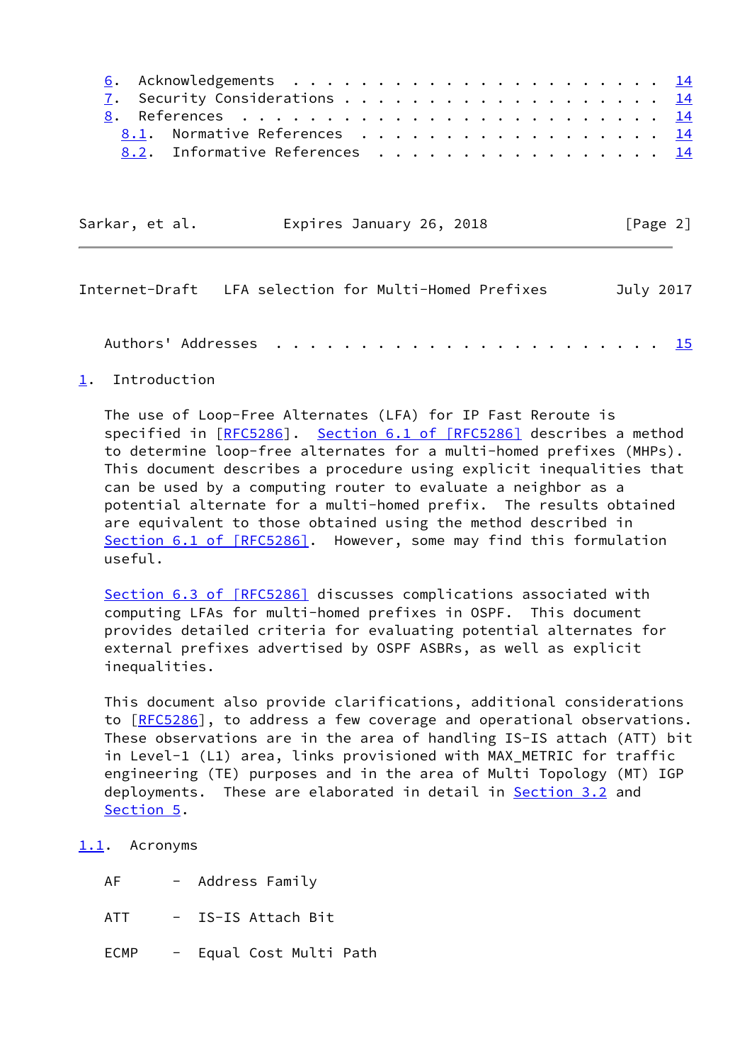6. Acknowledgements . . . . . . . . . . . . . . . . . . . . . . . 14
7. Security Considerations . . . . . . . . . . . . . . . . . . . 14
8. References . . . . . . . . . . . . . . . . . . . . . . . . . . 14
   8.1. Normative References . . . . . . . . . . . . . . . . . . 14
   8.2. Informative References . . . . . . . . . . . . . . . . . 14

Authors' Addresses . . . . . . . . . . . . . . . . . . . . . . . 15

## 1. Introduction

The use of Loop-Free Alternates (LFA) for IP Fast Reroute is specified in [RFC5286]. Section 6.1 of [RFC5286] describes a method to determine loop-free alternates for a multi-homed prefixes (MHPs). This document describes a procedure using explicit inequalities that can be used by a computing router to evaluate a neighbor as a potential alternate for a multi-homed prefix. The results obtained are equivalent to those obtained using the method described in Section 6.1 of [RFC5286]. However, some may find this formulation useful.

Section 6.3 of [RFC5286] discusses complications associated with computing LFAs for multi-homed prefixes in OSPF. This document provides detailed criteria for evaluating potential alternates for external prefixes advertised by OSPF ASBRs, as well as explicit inequalities.

This document also provide clarifications, additional considerations to [RFC5286], to address a few coverage and operational observations. These observations are in the area of handling IS-IS attach (ATT) bit in Level-1 (L1) area, links provisioned with MAX_METRIC for traffic engineering (TE) purposes and in the area of Multi Topology (MT) IGP deployments. These are elaborated in detail in Section 3.2 and Section 5.

### 1.1. Acronyms

AF - Address Family

ATT - IS-IS Attach Bit

ECMP - Equal Cost Multi Path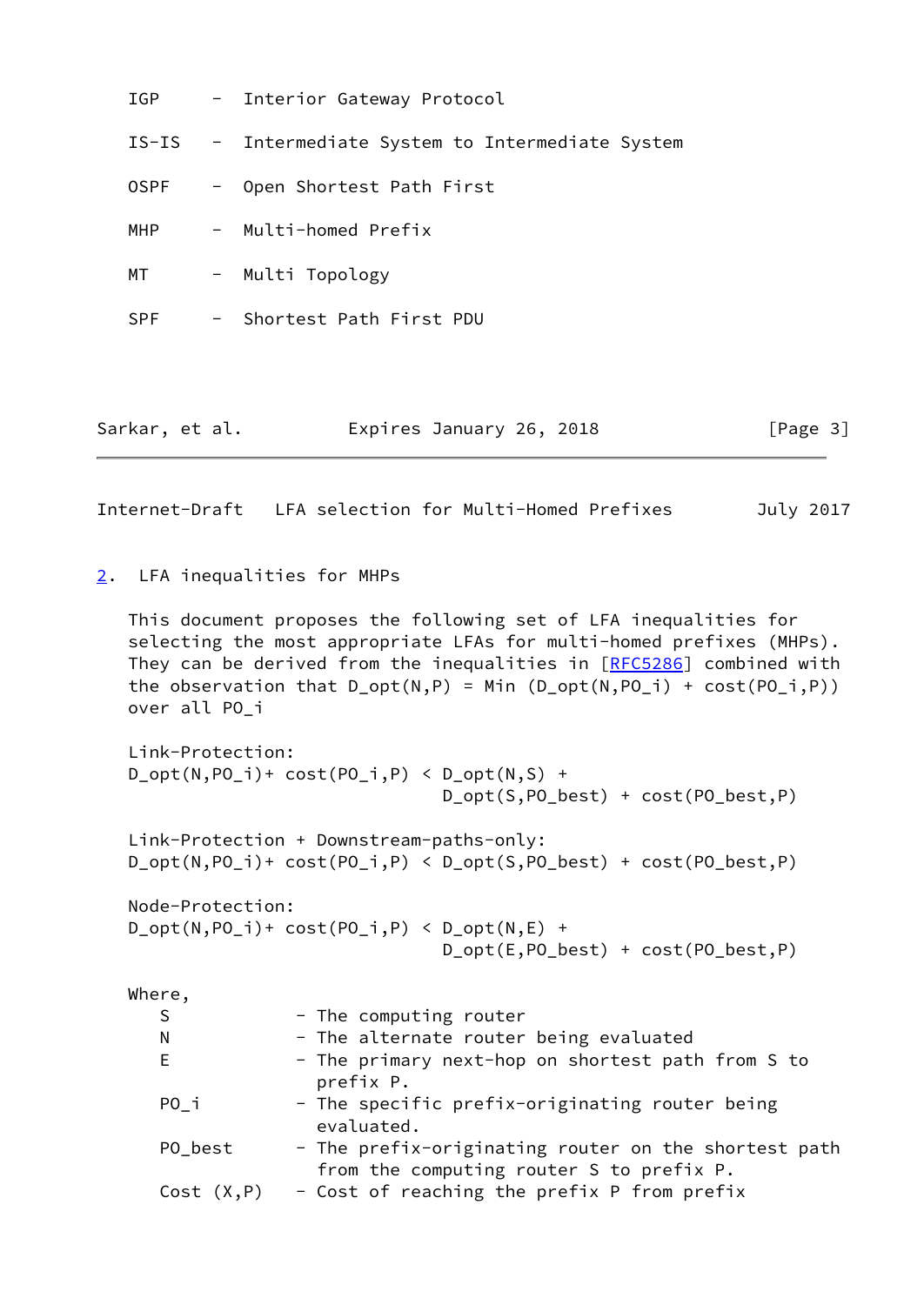IGP - Interior Gateway Protocol

IS-IS - Intermediate System to Intermediate System

OSPF - Open Shortest Path First

MHP - Multi-homed Prefix

MT - Multi Topology

SPF - Shortest Path First PDU

## 2. LFA inequalities for MHPs

This document proposes the following set of LFA inequalities for selecting the most appropriate LFAs for multi-homed prefixes (MHPs). They can be derived from the inequalities in [RFC5286] combined with the observation that $D\_opt(N,P) = Min(D\_opt(N,PO\_i) + cost(PO\_i,P))$ over all $PO\_i$

Link-Protection:

$$D\_opt(N,PO\_i) + cost(PO\_i,P) < D\_opt(N,S) + D\_opt(S,PO\_best) + cost(PO\_best,P)$$

Link-Protection + Downstream-paths-only:

$$D\_opt(N,PO\_i) + cost(PO\_i,P) < D\_opt(S,PO\_best) + cost(PO\_best,P)$$

Node-Protection:

$$D\_opt(N,PO\_i) + cost(PO\_i,P) < D\_opt(N,E) + D\_opt(E,PO\_best) + cost(PO\_best,P)$$

Where,

- S - The computing router
- N - The alternate router being evaluated
- E - The primary next-hop on shortest path from S to prefix P.
- PO_i - The specific prefix-originating router being evaluated.
- PO_best - The prefix-originating router on the shortest path from the computing router S to prefix P.
- Cost (X,P) - Cost of reaching the prefix P from prefix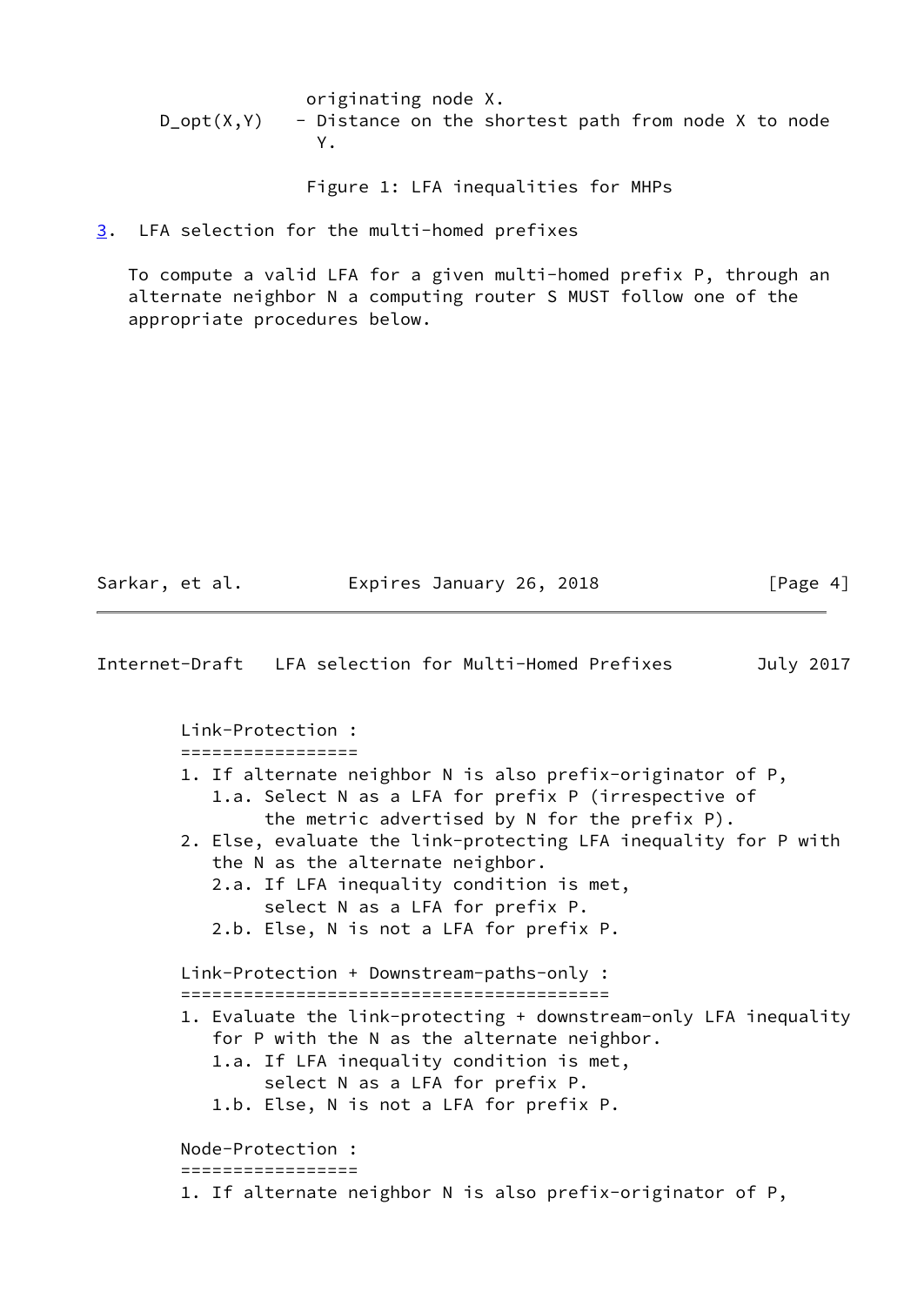originating node X.

D_opt(X,Y) - Distance on the shortest path from node X to node Y.

Figure 1: LFA inequalities for MHPs

## 3. LFA selection for the multi-homed prefixes

To compute a valid LFA for a given multi-homed prefix P, through an alternate neighbor N a computing router S MUST follow one of the appropriate procedures below.

```
Link-Protection :
=================
1. If alternate neighbor N is also prefix-originator of P,
   1.a. Select N as a LFA for prefix P (irrespective of
        the metric advertised by N for the prefix P).
2. Else, evaluate the link-protecting LFA inequality for P with
   the N as the alternate neighbor.
   2.a. If LFA inequality condition is met,
        select N as a LFA for prefix P.
   2.b. Else, N is not a LFA for prefix P.

Link-Protection + Downstream-paths-only :
=========================================
1. Evaluate the link-protecting + downstream-only LFA inequality
   for P with the N as the alternate neighbor.
   1.a. If LFA inequality condition is met,
        select N as a LFA for prefix P.
   1.b. Else, N is not a LFA for prefix P.

Node-Protection :
=================
1. If alternate neighbor N is also prefix-originator of P,
```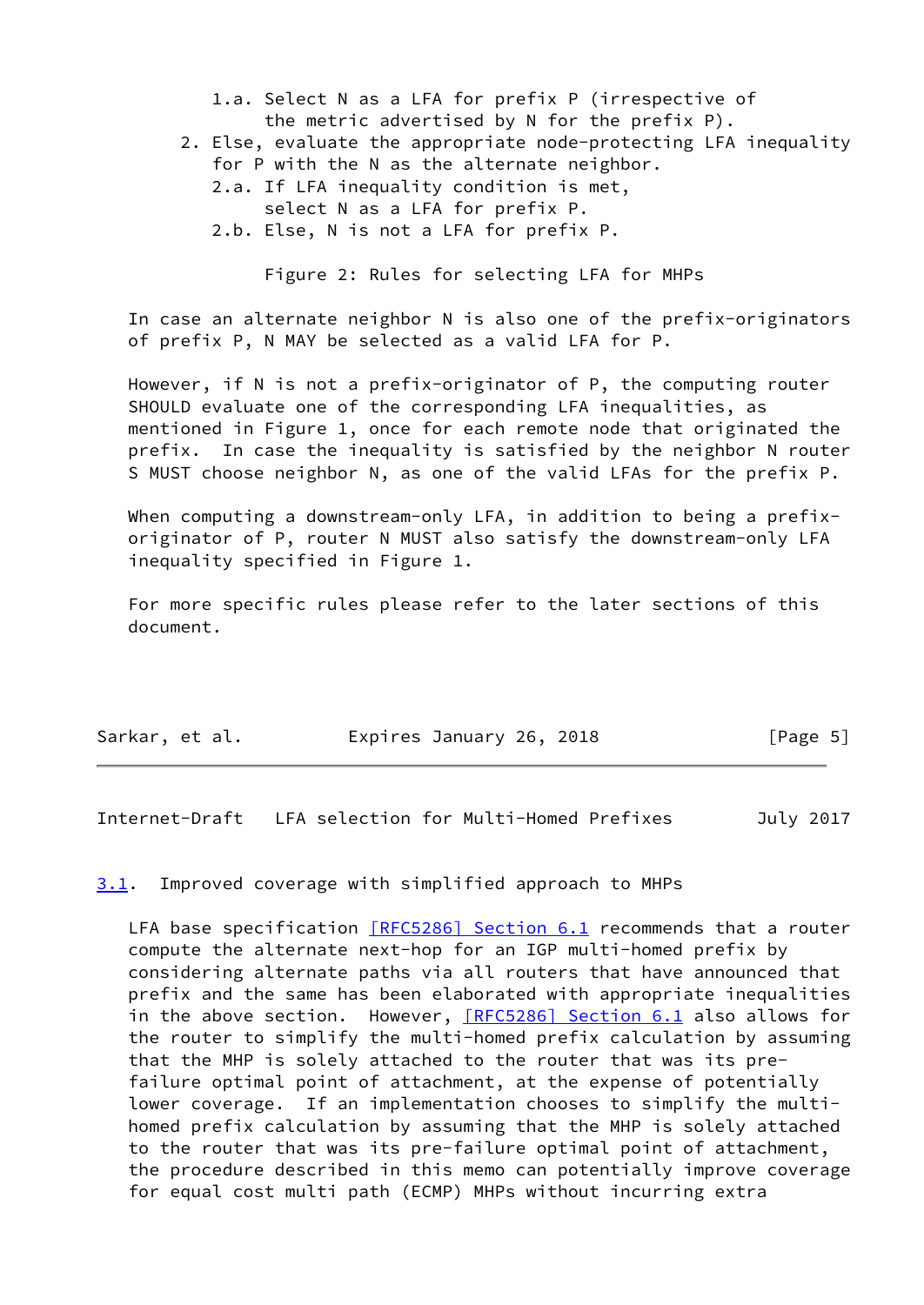```
      1.a. Select N as a LFA for prefix P (irrespective of
           the metric advertised by N for the prefix P).
   2. Else, evaluate the appropriate node-protecting LFA inequality
      for P with the N as the alternate neighbor.
      2.a. If LFA inequality condition is met,
           select N as a LFA for prefix P.
      2.b. Else, N is not a LFA for prefix P.
```

Figure 2: Rules for selecting LFA for MHPs

In case an alternate neighbor N is also one of the prefix-originators of prefix P, N MAY be selected as a valid LFA for P.

However, if N is not a prefix-originator of P, the computing router SHOULD evaluate one of the corresponding LFA inequalities, as mentioned in Figure 1, once for each remote node that originated the prefix. In case the inequality is satisfied by the neighbor N router S MUST choose neighbor N, as one of the valid LFAs for the prefix P.

When computing a downstream-only LFA, in addition to being a prefix-originator of P, router N MUST also satisfy the downstream-only LFA inequality specified in Figure 1.

For more specific rules please refer to the later sections of this document.

### 3.1. Improved coverage with simplified approach to MHPs

LFA base specification [RFC5286] Section 6.1 recommends that a router compute the alternate next-hop for an IGP multi-homed prefix by considering alternate paths via all routers that have announced that prefix and the same has been elaborated with appropriate inequalities in the above section. However, [RFC5286] Section 6.1 also allows for the router to simplify the multi-homed prefix calculation by assuming that the MHP is solely attached to the router that was its pre-failure optimal point of attachment, at the expense of potentially lower coverage. If an implementation chooses to simplify the multi-homed prefix calculation by assuming that the MHP is solely attached to the router that was its pre-failure optimal point of attachment, the procedure described in this memo can potentially improve coverage for equal cost multi path (ECMP) MHPs without incurring extra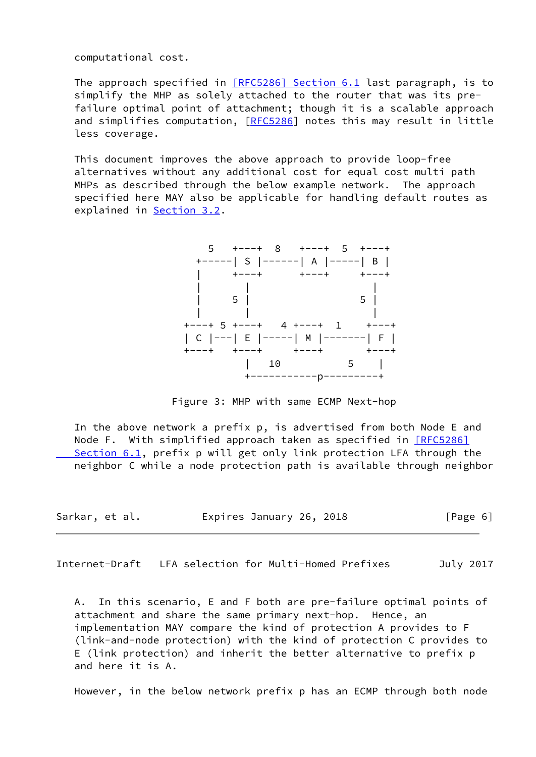computational cost.

The approach specified in [RFC5286] Section 6.1 last paragraph, is to simplify the MHP as solely attached to the router that was its pre-failure optimal point of attachment; though it is a scalable approach and simplifies computation, [RFC5286] notes this may result in little less coverage.

This document improves the above approach to provide loop-free alternatives without any additional cost for equal cost multi path MHPs as described through the below example network. The approach specified here MAY also be applicable for handling default routes as explained in Section 3.2.

```
           5    +---+  8   +---+  5  +---+
         +-----| S |------| A |-----| B |
         |      +---+      +---+     +---+
         |        |                    |
         |      5 |                  5 |
         |        |                    |
      +---+ 5 +---+   4 +---+  1    +---+
      | C |---| E |-----| M |-------| F |
      +---+   +---+     +---+       +---+
                |   10          5     |
                +-----------p---------+
```

Figure 3: MHP with same ECMP Next-hop

In the above network a prefix p, is advertised from both Node E and Node F. With simplified approach taken as specified in [RFC5286] Section 6.1, prefix p will get only link protection LFA through the neighbor C while a node protection path is available through neighbor A. In this scenario, E and F both are pre-failure optimal points of attachment and share the same primary next-hop. Hence, an implementation MAY compare the kind of protection A provides to F (link-and-node protection) with the kind of protection C provides to E (link protection) and inherit the better alternative to prefix p and here it is A.

However, in the below network prefix p has an ECMP through both node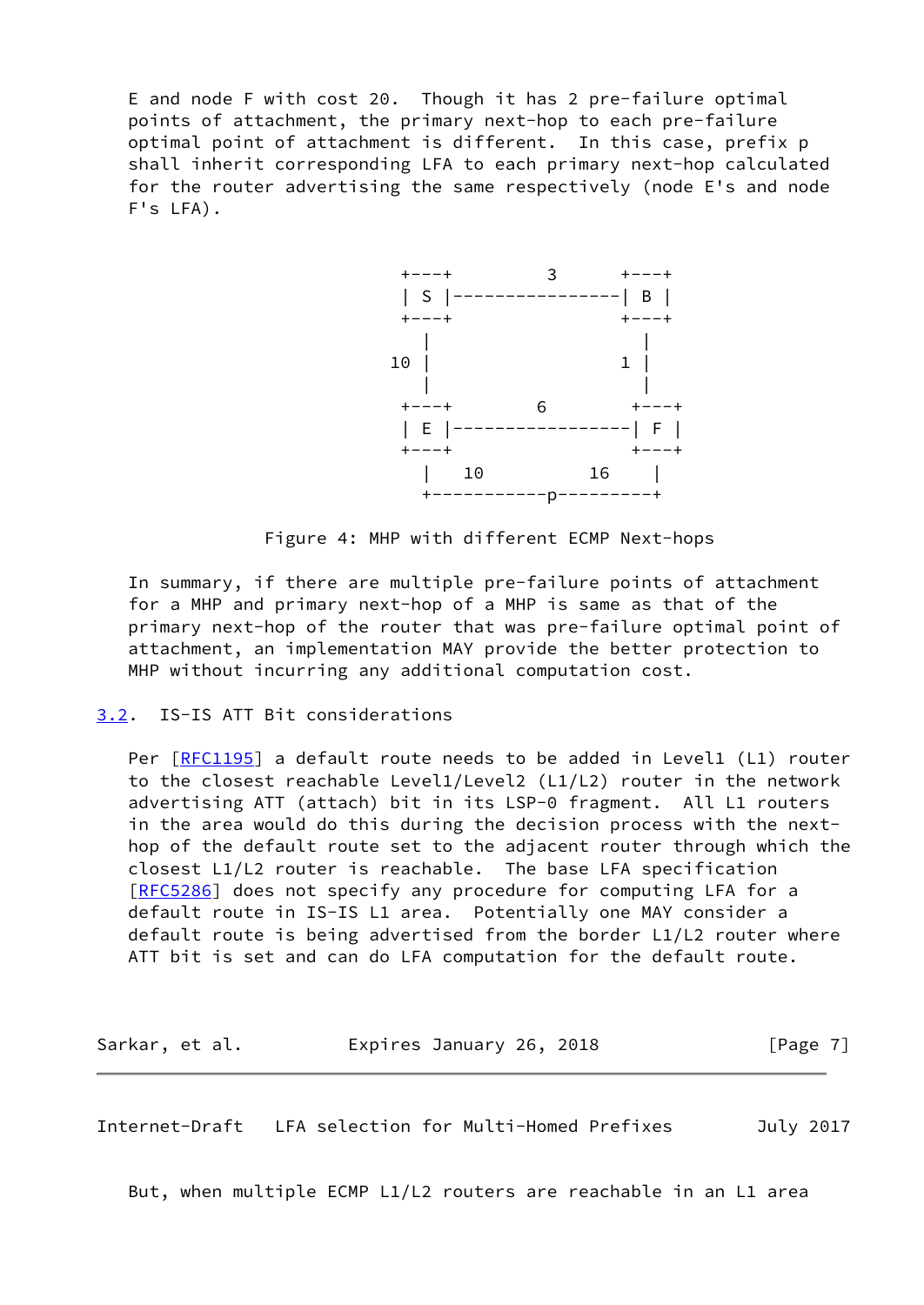E and node F with cost 20. Though it has 2 pre-failure optimal points of attachment, the primary next-hop to each pre-failure optimal point of attachment is different. In this case, prefix p shall inherit corresponding LFA to each primary next-hop calculated for the router advertising the same respectively (node E's and node F's LFA).

```
            +---+         3      +---+
            | S |----------------| B |
            +---+                +---+
              |                    |
           10 |                  1 |
              |                    |
            +---+        6         +---+
            | E |-----------------| F |
            +---+                  +---+
              |   10          16    |
              +-----------p---------+
```

Figure 4: MHP with different ECMP Next-hops

In summary, if there are multiple pre-failure points of attachment for a MHP and primary next-hop of a MHP is same as that of the primary next-hop of the router that was pre-failure optimal point of attachment, an implementation MAY provide the better protection to MHP without incurring any additional computation cost.

### 3.2. IS-IS ATT Bit considerations

Per [RFC1195] a default route needs to be added in Level1 (L1) router to the closest reachable Level1/Level2 (L1/L2) router in the network advertising ATT (attach) bit in its LSP-0 fragment. All L1 routers in the area would do this during the decision process with the next-hop of the default route set to the adjacent router through which the closest L1/L2 router is reachable. The base LFA specification [RFC5286] does not specify any procedure for computing LFA for a default route in IS-IS L1 area. Potentially one MAY consider a default route is being advertised from the border L1/L2 router where ATT bit is set and can do LFA computation for the default route.

But, when multiple ECMP L1/L2 routers are reachable in an L1 area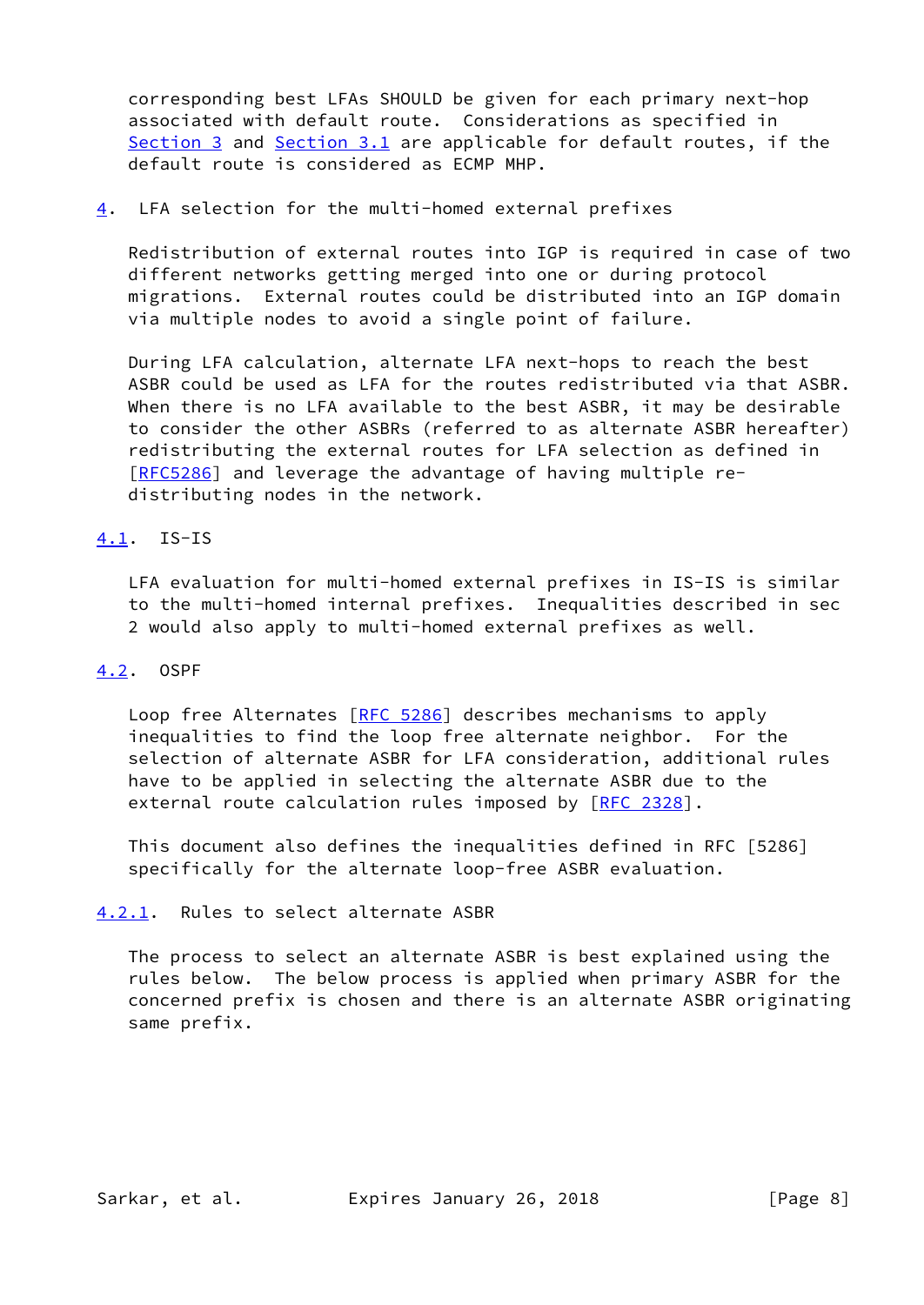corresponding best LFAs SHOULD be given for each primary next-hop associated with default route. Considerations as specified in Section 3 and Section 3.1 are applicable for default routes, if the default route is considered as ECMP MHP.

## 4. LFA selection for the multi-homed external prefixes

Redistribution of external routes into IGP is required in case of two different networks getting merged into one or during protocol migrations. External routes could be distributed into an IGP domain via multiple nodes to avoid a single point of failure.

During LFA calculation, alternate LFA next-hops to reach the best ASBR could be used as LFA for the routes redistributed via that ASBR. When there is no LFA available to the best ASBR, it may be desirable to consider the other ASBRs (referred to as alternate ASBR hereafter) redistributing the external routes for LFA selection as defined in [RFC5286] and leverage the advantage of having multiple re-distributing nodes in the network.

### 4.1. IS-IS

LFA evaluation for multi-homed external prefixes in IS-IS is similar to the multi-homed internal prefixes. Inequalities described in sec 2 would also apply to multi-homed external prefixes as well.

### 4.2. OSPF

Loop free Alternates [RFC 5286] describes mechanisms to apply inequalities to find the loop free alternate neighbor. For the selection of alternate ASBR for LFA consideration, additional rules have to be applied in selecting the alternate ASBR due to the external route calculation rules imposed by [RFC 2328].

This document also defines the inequalities defined in RFC [5286] specifically for the alternate loop-free ASBR evaluation.

#### 4.2.1. Rules to select alternate ASBR

The process to select an alternate ASBR is best explained using the rules below. The below process is applied when primary ASBR for the concerned prefix is chosen and there is an alternate ASBR originating same prefix.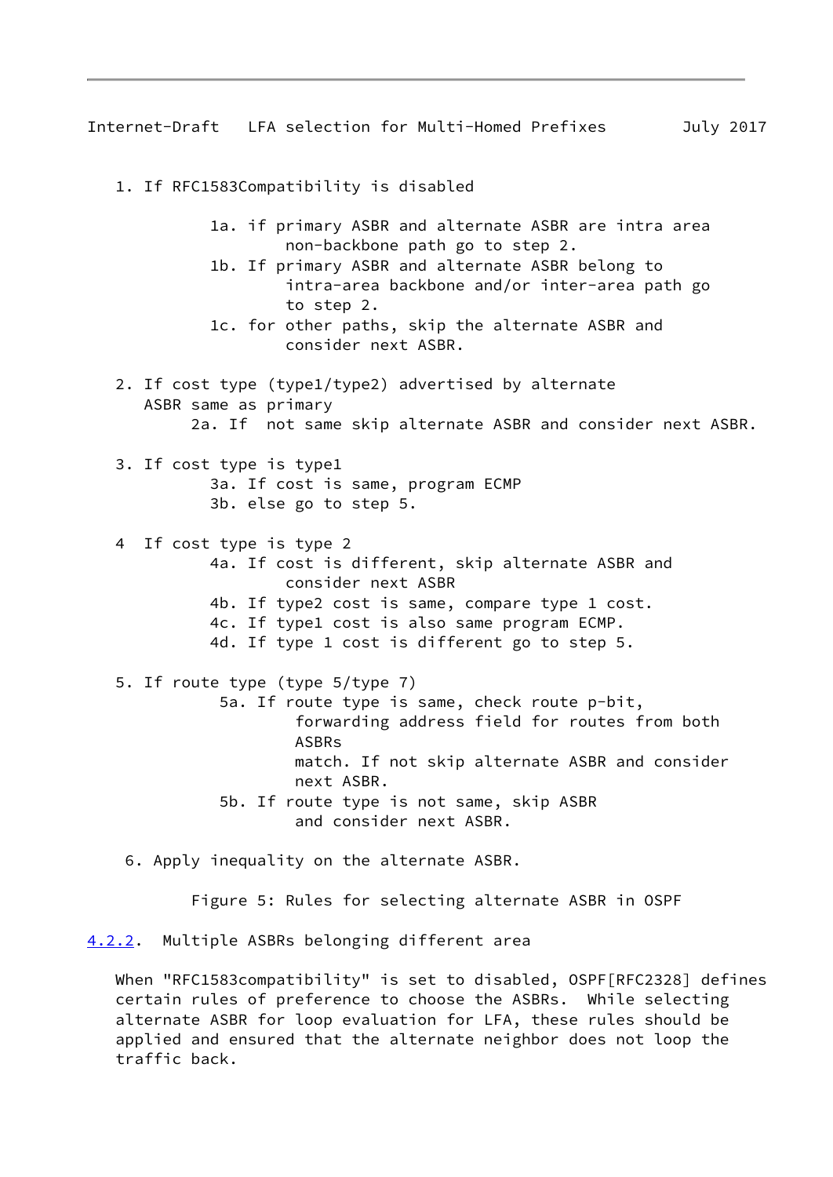1. If RFC1583Compatibility is disabled

    1a. if primary ASBR and alternate ASBR are intra area non-backbone path go to step 2.

    1b. If primary ASBR and alternate ASBR belong to intra-area backbone and/or inter-area path go to step 2.

    1c. for other paths, skip the alternate ASBR and consider next ASBR.

2. If cost type (type1/type2) advertised by alternate ASBR same as primary

    2a. If not same skip alternate ASBR and consider next ASBR.

3. If cost type is type1

    3a. If cost is same, program ECMP

    3b. else go to step 5.

4 If cost type is type 2

    4a. If cost is different, skip alternate ASBR and consider next ASBR

    4b. If type2 cost is same, compare type 1 cost.

    4c. If type1 cost is also same program ECMP.

    4d. If type 1 cost is different go to step 5.

5. If route type (type 5/type 7)

    5a. If route type is same, check route p-bit, forwarding address field for routes from both ASBRs match. If not skip alternate ASBR and consider next ASBR.

    5b. If route type is not same, skip ASBR and consider next ASBR.

6. Apply inequality on the alternate ASBR.

Figure 5: Rules for selecting alternate ASBR in OSPF

### 4.2.2. Multiple ASBRs belonging different area

When "RFC1583compatibility" is set to disabled, OSPF[RFC2328] defines certain rules of preference to choose the ASBRs. While selecting alternate ASBR for loop evaluation for LFA, these rules should be applied and ensured that the alternate neighbor does not loop the traffic back.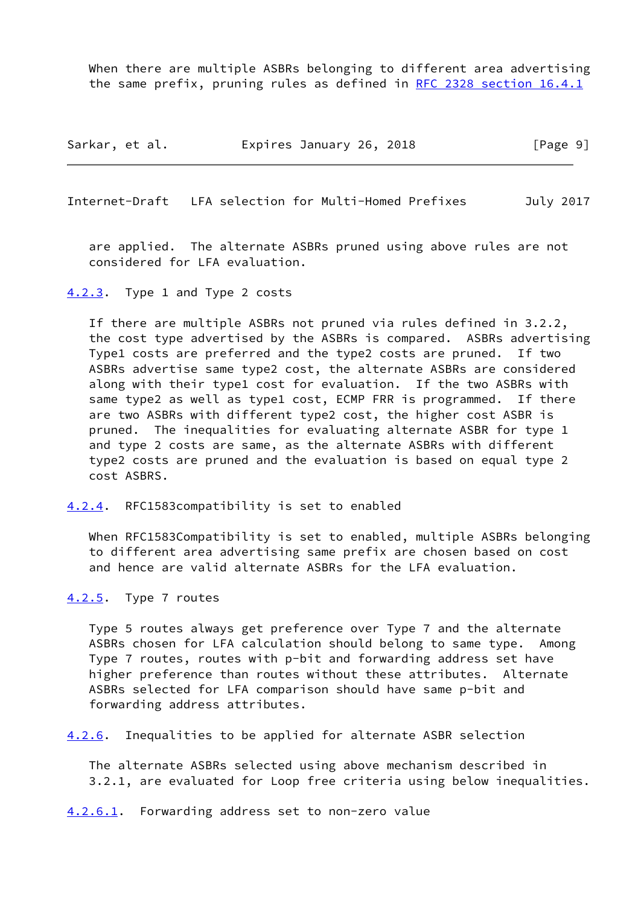When there are multiple ASBRs belonging to different area advertising the same prefix, pruning rules as defined in RFC 2328 section 16.4.1 are applied. The alternate ASBRs pruned using above rules are not considered for LFA evaluation.

### 4.2.3. Type 1 and Type 2 costs

If there are multiple ASBRs not pruned via rules defined in 3.2.2, the cost type advertised by the ASBRs is compared. ASBRs advertising Type1 costs are preferred and the type2 costs are pruned. If two ASBRs advertise same type2 cost, the alternate ASBRs are considered along with their type1 cost for evaluation. If the two ASBRs with same type2 as well as type1 cost, ECMP FRR is programmed. If there are two ASBRs with different type2 cost, the higher cost ASBR is pruned. The inequalities for evaluating alternate ASBR for type 1 and type 2 costs are same, as the alternate ASBRs with different type2 costs are pruned and the evaluation is based on equal type 2 cost ASBRS.

### 4.2.4. RFC1583compatibility is set to enabled

When RFC1583Compatibility is set to enabled, multiple ASBRs belonging to different area advertising same prefix are chosen based on cost and hence are valid alternate ASBRs for the LFA evaluation.

### 4.2.5. Type 7 routes

Type 5 routes always get preference over Type 7 and the alternate ASBRs chosen for LFA calculation should belong to same type. Among Type 7 routes, routes with p-bit and forwarding address set have higher preference than routes without these attributes. Alternate ASBRs selected for LFA comparison should have same p-bit and forwarding address attributes.

### 4.2.6. Inequalities to be applied for alternate ASBR selection

The alternate ASBRs selected using above mechanism described in 3.2.1, are evaluated for Loop free criteria using below inequalities.

#### 4.2.6.1. Forwarding address set to non-zero value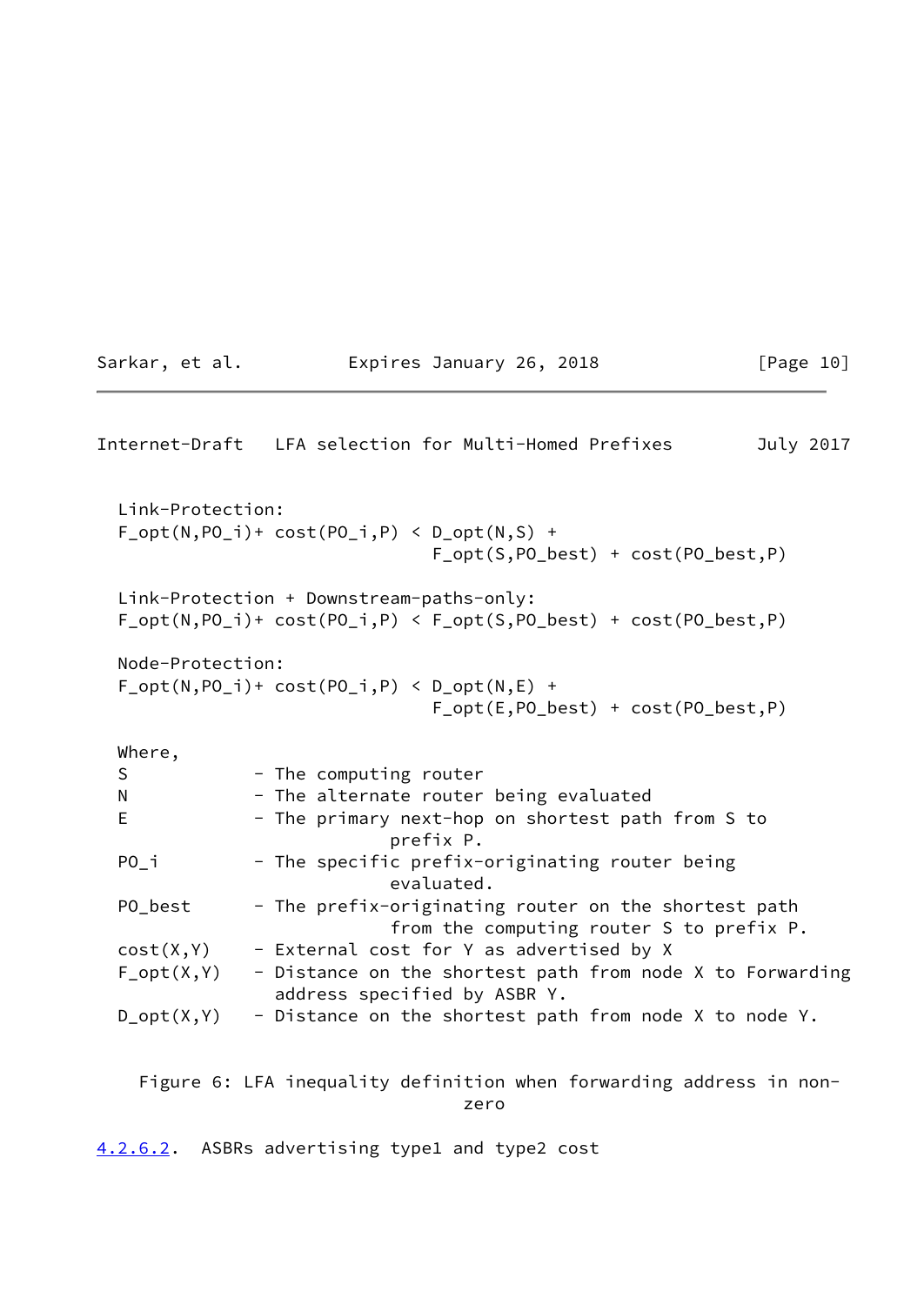Link-Protection:

$$F\_opt(N,PO\_i) + cost(PO\_i,P) < D\_opt(N,S) + F\_opt(S,PO\_best) + cost(PO\_best,P)$$

Link-Protection + Downstream-paths-only:

$$F\_opt(N,PO\_i) + cost(PO\_i,P) < F\_opt(S,PO\_best) + cost(PO\_best,P)$$

Node-Protection:

$$F\_opt(N,PO\_i) + cost(PO\_i,P) < D\_opt(N,E) + F\_opt(E,PO\_best) + cost(PO\_best,P)$$

Where,

- S - The computing router
- N - The alternate router being evaluated
- E - The primary next-hop on shortest path from S to prefix P.
- PO_i - The specific prefix-originating router being evaluated.
- PO_best - The prefix-originating router on the shortest path from the computing router S to prefix P.
- cost(X,Y) - External cost for Y as advertised by X
- F_opt(X,Y) - Distance on the shortest path from node X to Forwarding address specified by ASBR Y.
- D_opt(X,Y) - Distance on the shortest path from node X to node Y.

Figure 6: LFA inequality definition when forwarding address in non-zero

#### 4.2.6.2. ASBRs advertising type1 and type2 cost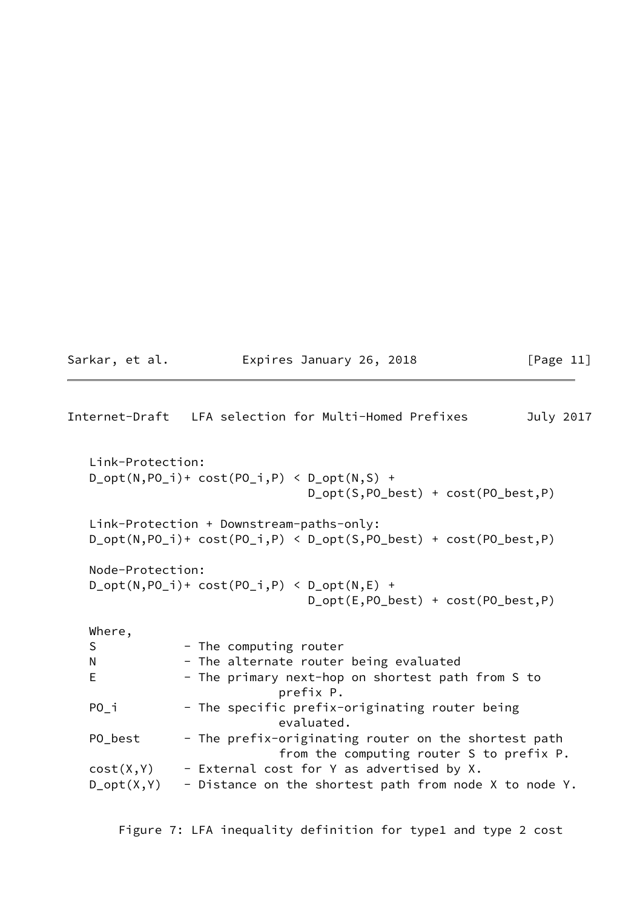```
   Link-Protection:
   D_opt(N,PO_i)+ cost(PO_i,P) < D_opt(N,S) +
                                 D_opt(S,PO_best) + cost(PO_best,P)

   Link-Protection + Downstream-paths-only:
   D_opt(N,PO_i)+ cost(PO_i,P) < D_opt(S,PO_best) + cost(PO_best,P)

   Node-Protection:
   D_opt(N,PO_i)+ cost(PO_i,P) < D_opt(N,E) +
                                 D_opt(E,PO_best) + cost(PO_best,P)

   Where,
   S            - The computing router
   N            - The alternate router being evaluated
   E            - The primary next-hop on shortest path from S to
                        prefix P.
   PO_i         - The specific prefix-originating router being
                        evaluated.
   PO_best      - The prefix-originating router on the shortest path
                        from the computing router S to prefix P.
   cost(X,Y)    - External cost for Y as advertised by X.
   D_opt(X,Y)   - Distance on the shortest path from node X to node Y.
```

Figure 7: LFA inequality definition for type1 and type 2 cost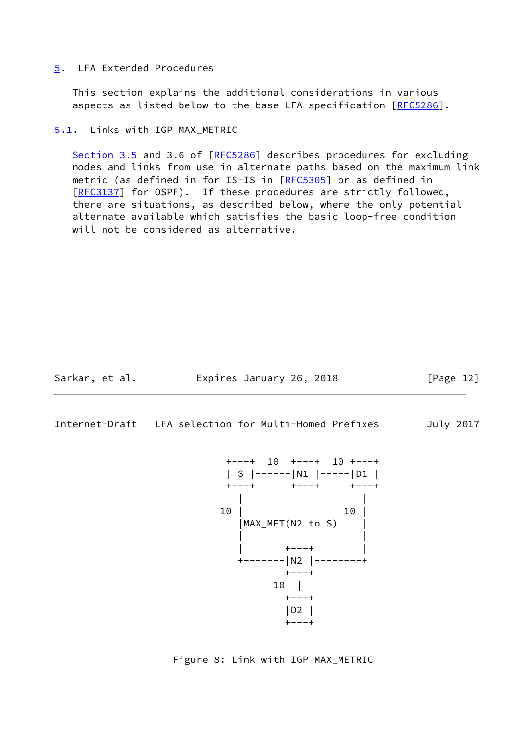## 5. LFA Extended Procedures

This section explains the additional considerations in various aspects as listed below to the base LFA specification [RFC5286].

### 5.1. Links with IGP MAX_METRIC

Section 3.5 and 3.6 of [RFC5286] describes procedures for excluding nodes and links from use in alternate paths based on the maximum link metric (as defined in for IS-IS in [RFC5305] or as defined in [RFC3137] for OSPF). If these procedures are strictly followed, there are situations, as described below, where the only potential alternate available which satisfies the basic loop-free condition will not be considered as alternative.

```
                +---+  10  +---+  10 +---+
                | S |------|N1 |-----|D1 |
                +---+      +---+     +---+
                  |                    |
               10 |                 10 |
                  |MAX_MET(N2 to S)    |
                  |                    |
                  |       +---+        |
                  +-------|N2 |--------+
                          +---+
                       10   |
                          +---+
                          |D2 |
                          +---+
```

Figure 8: Link with IGP MAX_METRIC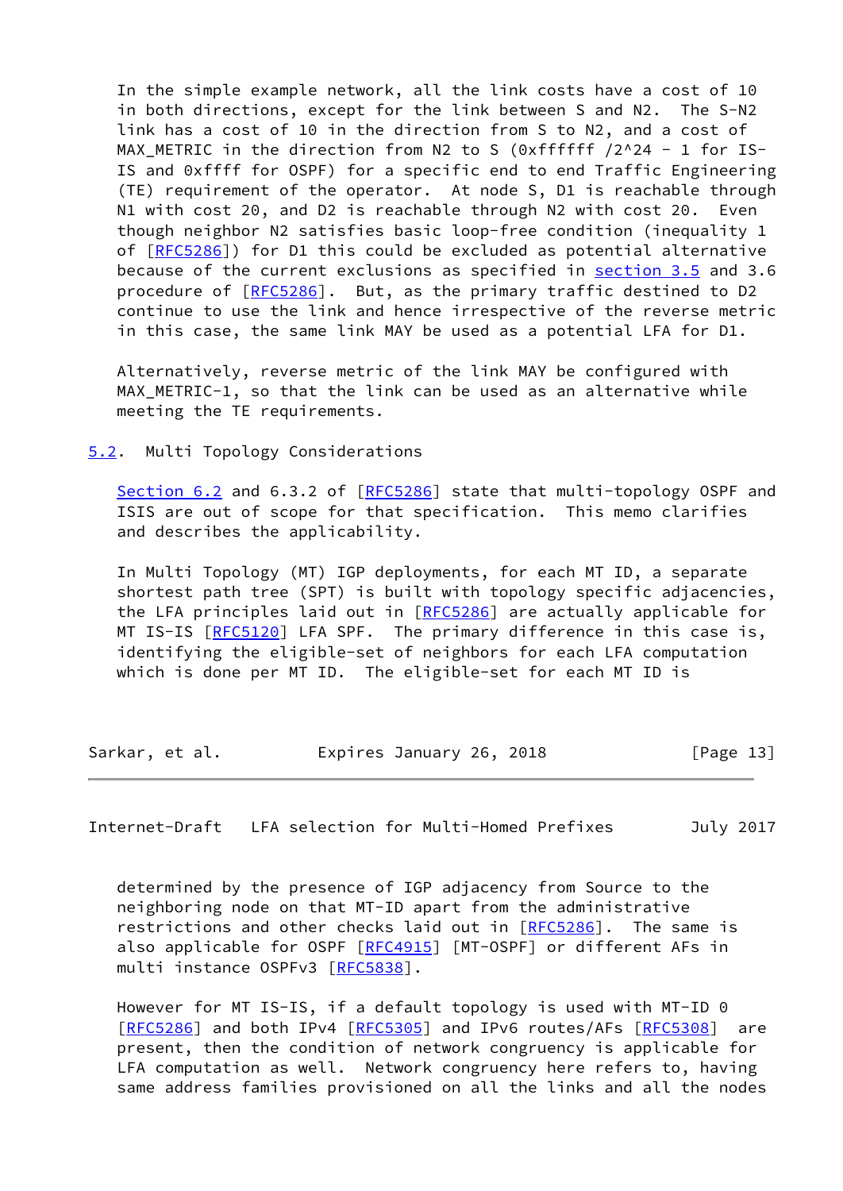In the simple example network, all the link costs have a cost of 10 in both directions, except for the link between S and N2. The S-N2 link has a cost of 10 in the direction from S to N2, and a cost of MAX_METRIC in the direction from N2 to S (0xffffff /2^24 - 1 for IS-IS and 0xffff for OSPF) for a specific end to end Traffic Engineering (TE) requirement of the operator. At node S, D1 is reachable through N1 with cost 20, and D2 is reachable through N2 with cost 20. Even though neighbor N2 satisfies basic loop-free condition (inequality 1 of [RFC5286]) for D1 this could be excluded as potential alternative because of the current exclusions as specified in section 3.5 and 3.6 procedure of [RFC5286]. But, as the primary traffic destined to D2 continue to use the link and hence irrespective of the reverse metric in this case, the same link MAY be used as a potential LFA for D1.

Alternatively, reverse metric of the link MAY be configured with MAX_METRIC-1, so that the link can be used as an alternative while meeting the TE requirements.

## 5.2. Multi Topology Considerations

Section 6.2 and 6.3.2 of [RFC5286] state that multi-topology OSPF and ISIS are out of scope for that specification. This memo clarifies and describes the applicability.

In Multi Topology (MT) IGP deployments, for each MT ID, a separate shortest path tree (SPT) is built with topology specific adjacencies, the LFA principles laid out in [RFC5286] are actually applicable for MT IS-IS [RFC5120] LFA SPF. The primary difference in this case is, identifying the eligible-set of neighbors for each LFA computation which is done per MT ID. The eligible-set for each MT ID is determined by the presence of IGP adjacency from Source to the neighboring node on that MT-ID apart from the administrative restrictions and other checks laid out in [RFC5286]. The same is also applicable for OSPF [RFC4915] [MT-OSPF] or different AFs in multi instance OSPFv3 [RFC5838].

However for MT IS-IS, if a default topology is used with MT-ID 0 [RFC5286] and both IPv4 [RFC5305] and IPv6 routes/AFs [RFC5308] are present, then the condition of network congruency is applicable for LFA computation as well. Network congruency here refers to, having same address families provisioned on all the links and all the nodes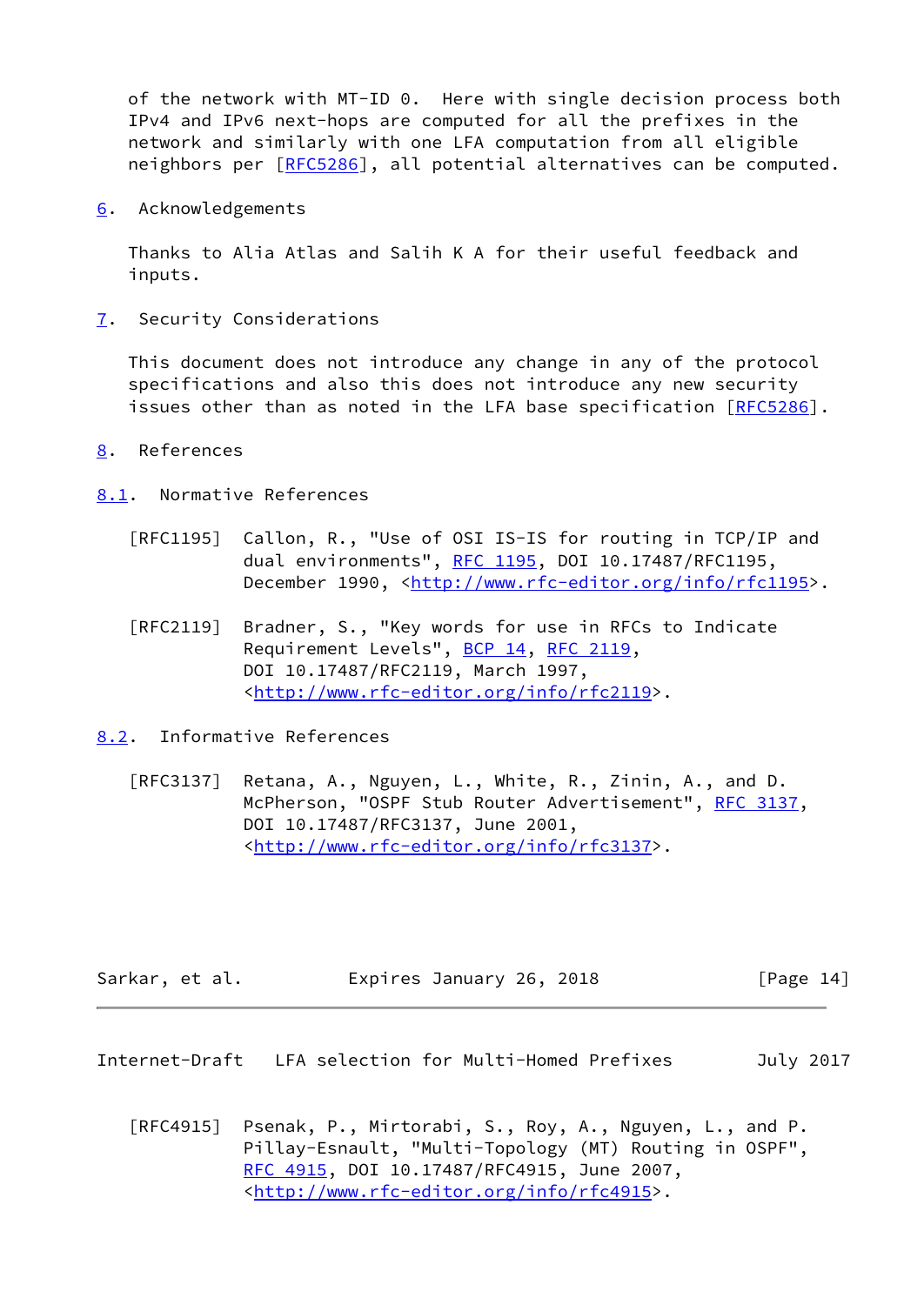of the network with MT-ID 0. Here with single decision process both IPv4 and IPv6 next-hops are computed for all the prefixes in the network and similarly with one LFA computation from all eligible neighbors per [RFC5286], all potential alternatives can be computed.

## 6. Acknowledgements

Thanks to Alia Atlas and Salih K A for their useful feedback and inputs.

## 7. Security Considerations

This document does not introduce any change in any of the protocol specifications and also this does not introduce any new security issues other than as noted in the LFA base specification [RFC5286].

## 8. References

### 8.1. Normative References

[RFC1195] Callon, R., "Use of OSI IS-IS for routing in TCP/IP and dual environments", RFC 1195, DOI 10.17487/RFC1195, December 1990, <http://www.rfc-editor.org/info/rfc1195>.

[RFC2119] Bradner, S., "Key words for use in RFCs to Indicate Requirement Levels", BCP 14, RFC 2119, DOI 10.17487/RFC2119, March 1997, <http://www.rfc-editor.org/info/rfc2119>.

### 8.2. Informative References

[RFC3137] Retana, A., Nguyen, L., White, R., Zinin, A., and D. McPherson, "OSPF Stub Router Advertisement", RFC 3137, DOI 10.17487/RFC3137, June 2001, <http://www.rfc-editor.org/info/rfc3137>.

[RFC4915] Psenak, P., Mirtorabi, S., Roy, A., Nguyen, L., and P. Pillay-Esnault, "Multi-Topology (MT) Routing in OSPF", RFC 4915, DOI 10.17487/RFC4915, June 2007, <http://www.rfc-editor.org/info/rfc4915>.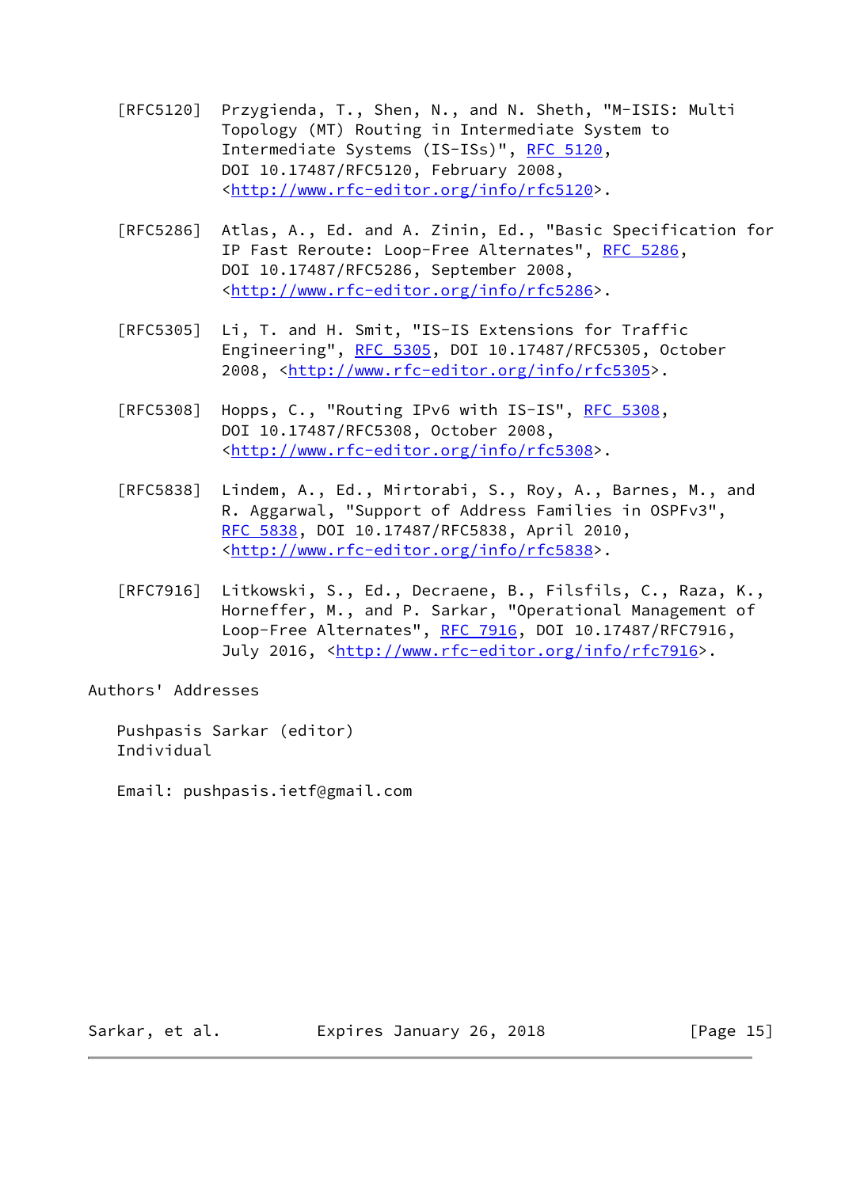[RFC5120] Przygienda, T., Shen, N., and N. Sheth, "M-ISIS: Multi Topology (MT) Routing in Intermediate System to Intermediate Systems (IS-ISs)", RFC 5120, DOI 10.17487/RFC5120, February 2008, <http://www.rfc-editor.org/info/rfc5120>.

[RFC5286] Atlas, A., Ed. and A. Zinin, Ed., "Basic Specification for IP Fast Reroute: Loop-Free Alternates", RFC 5286, DOI 10.17487/RFC5286, September 2008, <http://www.rfc-editor.org/info/rfc5286>.

[RFC5305] Li, T. and H. Smit, "IS-IS Extensions for Traffic Engineering", RFC 5305, DOI 10.17487/RFC5305, October 2008, <http://www.rfc-editor.org/info/rfc5305>.

[RFC5308] Hopps, C., "Routing IPv6 with IS-IS", RFC 5308, DOI 10.17487/RFC5308, October 2008, <http://www.rfc-editor.org/info/rfc5308>.

[RFC5838] Lindem, A., Ed., Mirtorabi, S., Roy, A., Barnes, M., and R. Aggarwal, "Support of Address Families in OSPFv3", RFC 5838, DOI 10.17487/RFC5838, April 2010, <http://www.rfc-editor.org/info/rfc5838>.

[RFC7916] Litkowski, S., Ed., Decraene, B., Filsfils, C., Raza, K., Horneffer, M., and P. Sarkar, "Operational Management of Loop-Free Alternates", RFC 7916, DOI 10.17487/RFC7916, July 2016, <http://www.rfc-editor.org/info/rfc7916>.

## Authors' Addresses

Pushpasis Sarkar (editor)
Individual

Email: pushpasis.ietf@gmail.com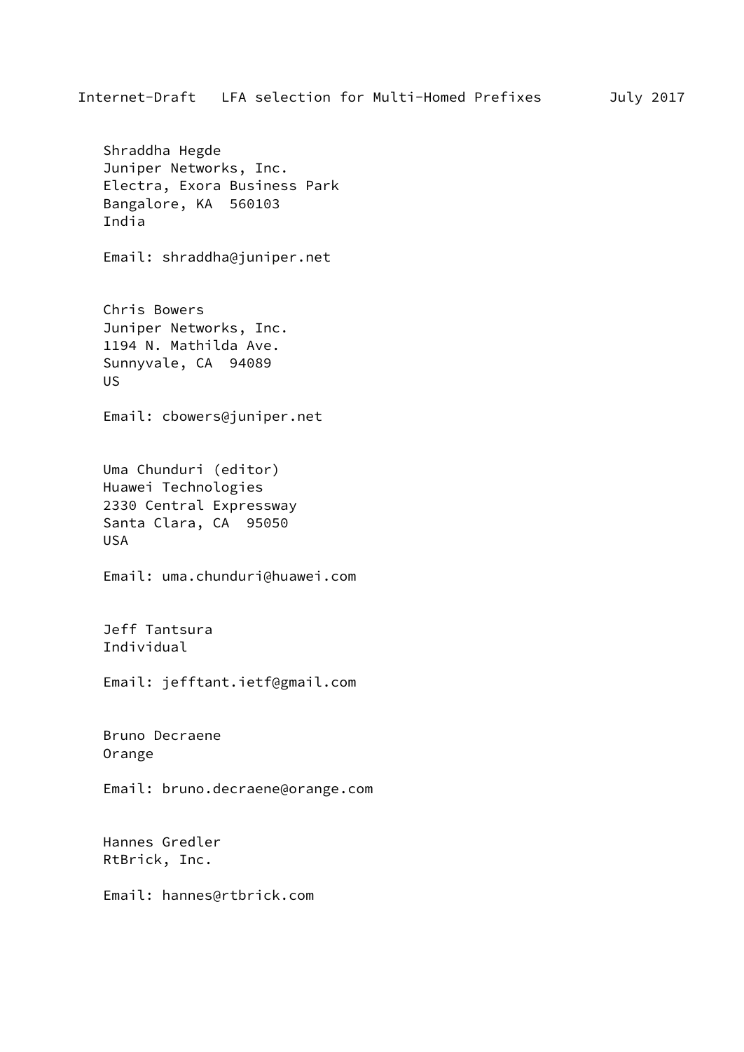Shraddha Hegde
Juniper Networks, Inc.
Electra, Exora Business Park
Bangalore, KA  560103
India

Email: shraddha@juniper.net

Chris Bowers
Juniper Networks, Inc.
1194 N. Mathilda Ave.
Sunnyvale, CA  94089
US

Email: cbowers@juniper.net

Uma Chunduri (editor)
Huawei Technologies
2330 Central Expressway
Santa Clara, CA  95050
USA

Email: uma.chunduri@huawei.com

Jeff Tantsura
Individual

Email: jefftant.ietf@gmail.com

Bruno Decraene
Orange

Email: bruno.decraene@orange.com

Hannes Gredler
RtBrick, Inc.

Email: hannes@rtbrick.com